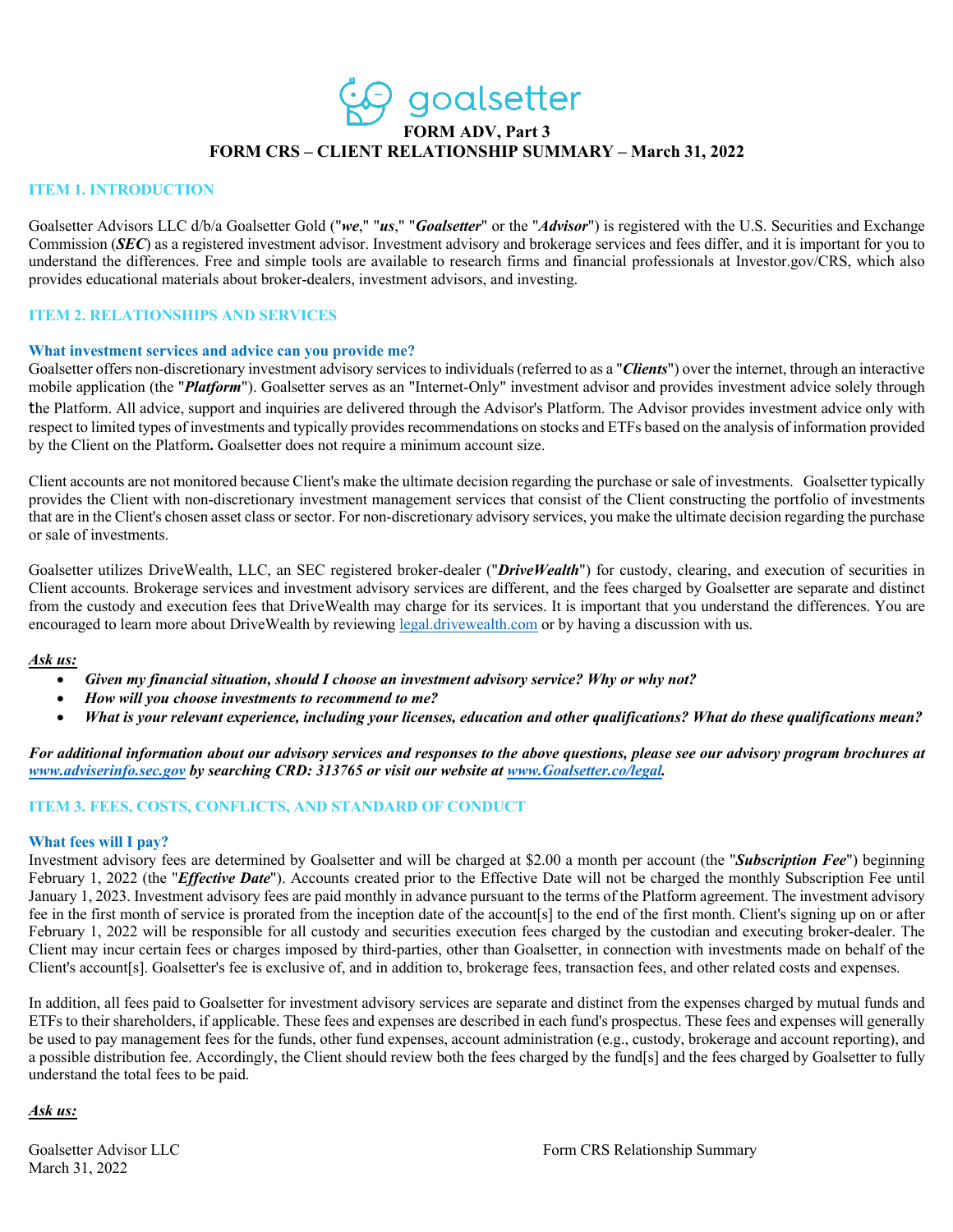# goalsetter

## FORM ADV, Part 3

## FORM CRS – CLIENT RELATIONSHIP SUMMARY – March 31, 2022

### ITEM 1. INTRODUCTION

Goalsetter Advisors LLC d/b/a Goalsetter Gold ("***we***," "***us***," "***Goalsetter***" or the "***Advisor***") is registered with the U.S. Securities and Exchange Commission (***SEC***) as a registered investment advisor. Investment advisory and brokerage services and fees differ, and it is important for you to understand the differences. Free and simple tools are available to research firms and financial professionals at Investor.gov/CRS, which also provides educational materials about broker-dealers, investment advisors, and investing.

### ITEM 2. RELATIONSHIPS AND SERVICES

**What investment services and advice can you provide me?**

Goalsetter offers non-discretionary investment advisory services to individuals (referred to as a "***Clients***") over the internet, through an interactive mobile application (the "***Platform***"). Goalsetter serves as an "Internet-Only" investment advisor and provides investment advice solely through the Platform. All advice, support and inquiries are delivered through the Advisor's Platform. The Advisor provides investment advice only with respect to limited types of investments and typically provides recommendations on stocks and ETFs based on the analysis of information provided by the Client on the Platform**.** Goalsetter does not require a minimum account size.

Client accounts are not monitored because Client's make the ultimate decision regarding the purchase or sale of investments. Goalsetter typically provides the Client with non-discretionary investment management services that consist of the Client constructing the portfolio of investments that are in the Client's chosen asset class or sector. For non-discretionary advisory services, you make the ultimate decision regarding the purchase or sale of investments.

Goalsetter utilizes DriveWealth, LLC, an SEC registered broker-dealer ("***DriveWealth***") for custody, clearing, and execution of securities in Client accounts. Brokerage services and investment advisory services are different, and the fees charged by Goalsetter are separate and distinct from the custody and execution fees that DriveWealth may charge for its services. It is important that you understand the differences. You are encouraged to learn more about DriveWealth by reviewing [legal.drivewealth.com](legal.drivewealth.com) or by having a discussion with us.

***Ask us:***

- ***Given my financial situation, should I choose an investment advisory service? Why or why not?***
- ***How will you choose investments to recommend to me?***
- ***What is your relevant experience, including your licenses, education and other qualifications? What do these qualifications mean?***

***For additional information about our advisory services and responses to the above questions, please see our advisory program brochures at [www.adviserinfo.sec.gov](www.adviserinfo.sec.gov) by searching CRD: 313765 or visit our website at [www.Goalsetter.co/legal](www.Goalsetter.co/legal).***

### ITEM 3. FEES, COSTS, CONFLICTS, AND STANDARD OF CONDUCT

**What fees will I pay?**

Investment advisory fees are determined by Goalsetter and will be charged at $2.00 a month per account (the "***Subscription Fee***") beginning February 1, 2022 (the "***Effective Date***"). Accounts created prior to the Effective Date will not be charged the monthly Subscription Fee until January 1, 2023. Investment advisory fees are paid monthly in advance pursuant to the terms of the Platform agreement. The investment advisory fee in the first month of service is prorated from the inception date of the account[s] to the end of the first month. Client's signing up on or after February 1, 2022 will be responsible for all custody and securities execution fees charged by the custodian and executing broker-dealer. The Client may incur certain fees or charges imposed by third-parties, other than Goalsetter, in connection with investments made on behalf of the Client's account[s]. Goalsetter's fee is exclusive of, and in addition to, brokerage fees, transaction fees, and other related costs and expenses.

In addition, all fees paid to Goalsetter for investment advisory services are separate and distinct from the expenses charged by mutual funds and ETFs to their shareholders, if applicable. These fees and expenses are described in each fund's prospectus. These fees and expenses will generally be used to pay management fees for the funds, other fund expenses, account administration (e.g., custody, brokerage and account reporting), and a possible distribution fee. Accordingly, the Client should review both the fees charged by the fund[s] and the fees charged by Goalsetter to fully understand the total fees to be paid.

***Ask us:***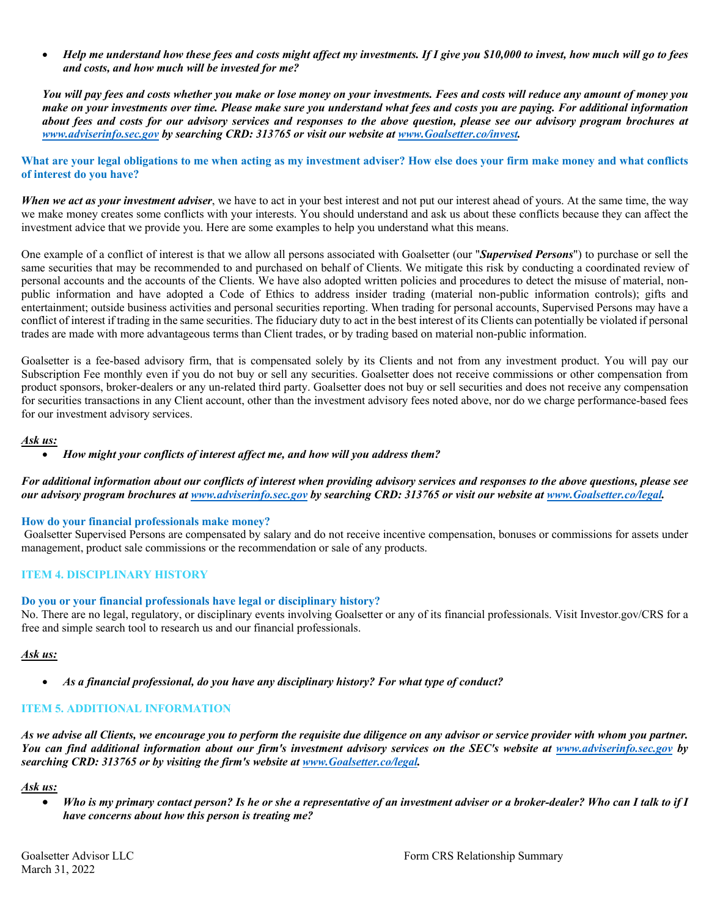- ***Help me understand how these fees and costs might affect my investments. If I give you $10,000 to invest, how much will go to fees and costs, and how much will be invested for me?***

***You will pay fees and costs whether you make or lose money on your investments. Fees and costs will reduce any amount of money you make on your investments over time. Please make sure you understand what fees and costs you are paying. For additional information about fees and costs for our advisory services and responses to the above question, please see our advisory program brochures at [www.adviserinfo.sec.gov](www.adviserinfo.sec.gov) by searching CRD: 313765 or visit our website at [www.Goalsetter.co/invest](www.Goalsetter.co/invest).***

### What are your legal obligations to me when acting as my investment adviser? How else does your firm make money and what conflicts of interest do you have?

***When we act as your investment adviser***, we have to act in your best interest and not put our interest ahead of yours. At the same time, the way we make money creates some conflicts with your interests. You should understand and ask us about these conflicts because they can affect the investment advice that we provide you. Here are some examples to help you understand what this means.

One example of a conflict of interest is that we allow all persons associated with Goalsetter (our "***Supervised Persons***") to purchase or sell the same securities that may be recommended to and purchased on behalf of Clients. We mitigate this risk by conducting a coordinated review of personal accounts and the accounts of the Clients. We have also adopted written policies and procedures to detect the misuse of material, non-public information and have adopted a Code of Ethics to address insider trading (material non-public information controls); gifts and entertainment; outside business activities and personal securities reporting. When trading for personal accounts, Supervised Persons may have a conflict of interest if trading in the same securities. The fiduciary duty to act in the best interest of its Clients can potentially be violated if personal trades are made with more advantageous terms than Client trades, or by trading based on material non-public information.

Goalsetter is a fee-based advisory firm, that is compensated solely by its Clients and not from any investment product. You will pay our Subscription Fee monthly even if you do not buy or sell any securities. Goalsetter does not receive commissions or other compensation from product sponsors, broker-dealers or any un-related third party. Goalsetter does not buy or sell securities and does not receive any compensation for securities transactions in any Client account, other than the investment advisory fees noted above, nor do we charge performance-based fees for our investment advisory services.

***Ask us:***

- ***How might your conflicts of interest affect me, and how will you address them?***

***For additional information about our conflicts of interest when providing advisory services and responses to the above questions, please see our advisory program brochures at [www.adviserinfo.sec.gov](www.adviserinfo.sec.gov) by searching CRD: 313765 or visit our website at [www.Goalsetter.co/legal](www.Goalsetter.co/legal).***

### How do your financial professionals make money?

Goalsetter Supervised Persons are compensated by salary and do not receive incentive compensation, bonuses or commissions for assets under management, product sale commissions or the recommendation or sale of any products.

## ITEM 4. DISCIPLINARY HISTORY

### Do you or your financial professionals have legal or disciplinary history?

No. There are no legal, regulatory, or disciplinary events involving Goalsetter or any of its financial professionals. Visit Investor.gov/CRS for a free and simple search tool to research us and our financial professionals.

***Ask us:***

- ***As a financial professional, do you have any disciplinary history? For what type of conduct?***

## ITEM 5. ADDITIONAL INFORMATION

***As we advise all Clients, we encourage you to perform the requisite due diligence on any advisor or service provider with whom you partner. You can find additional information about our firm's investment advisory services on the SEC's website at [www.adviserinfo.sec.gov](www.adviserinfo.sec.gov) by searching CRD: 313765 or by visiting the firm's website at [www.Goalsetter.co/legal](www.Goalsetter.co/legal).***

***Ask us:***

- ***Who is my primary contact person? Is he or she a representative of an investment adviser or a broker-dealer? Who can I talk to if I have concerns about how this person is treating me?***

Goalsetter Advisor LLC
March 31, 2022

Form CRS Relationship Summary